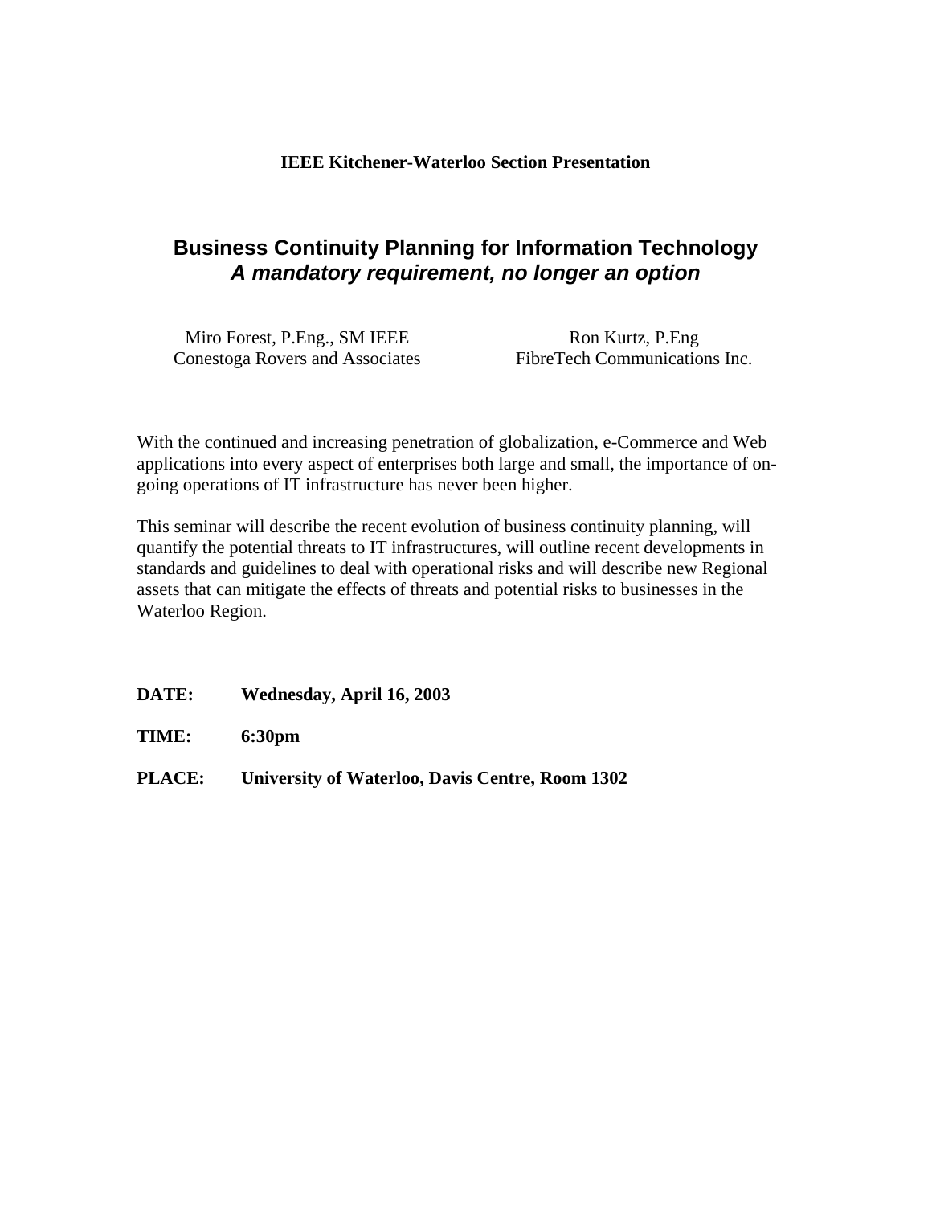**IEEE Kitchener-Waterloo Section Presentation**

# Business Continuity Planning for Information Technology
## *A mandatory requirement, no longer an option*

Miro Forest, P.Eng., SM IEEE
Conestoga Rovers and Associates

Ron Kurtz, P.Eng
FibreTech Communications Inc.

With the continued and increasing penetration of globalization, e-Commerce and Web applications into every aspect of enterprises both large and small, the importance of on-going operations of IT infrastructure has never been higher.

This seminar will describe the recent evolution of business continuity planning, will quantify the potential threats to IT infrastructures, will outline recent developments in standards and guidelines to deal with operational risks and will describe new Regional assets that can mitigate the effects of threats and potential risks to businesses in the Waterloo Region.

**DATE:** **Wednesday, April 16, 2003**

**TIME:** **6:30pm**

**PLACE:** **University of Waterloo, Davis Centre, Room 1302**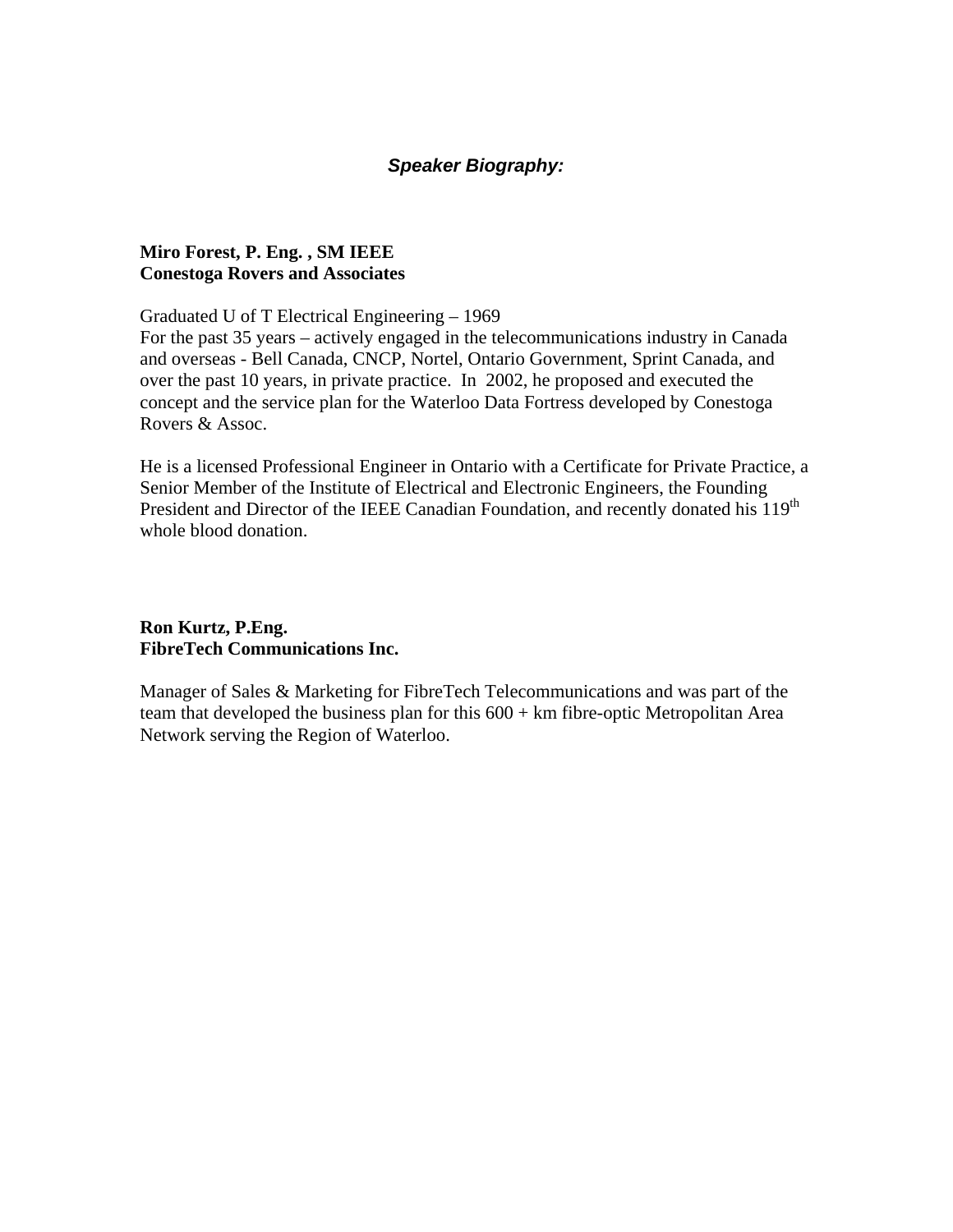## ***Speaker Biography:***

**Miro Forest, P. Eng. , SM IEEE**
**Conestoga Rovers and Associates**

Graduated U of T Electrical Engineering – 1969
For the past 35 years – actively engaged in the telecommunications industry in Canada and overseas - Bell Canada, CNCP, Nortel, Ontario Government, Sprint Canada, and over the past 10 years, in private practice. In 2002, he proposed and executed the concept and the service plan for the Waterloo Data Fortress developed by Conestoga Rovers & Assoc.

He is a licensed Professional Engineer in Ontario with a Certificate for Private Practice, a Senior Member of the Institute of Electrical and Electronic Engineers, the Founding President and Director of the IEEE Canadian Foundation, and recently donated his 119th whole blood donation.

**Ron Kurtz, P.Eng.**
**FibreTech Communications Inc.**

Manager of Sales & Marketing for FibreTech Telecommunications and was part of the team that developed the business plan for this 600 + km fibre-optic Metropolitan Area Network serving the Region of Waterloo.